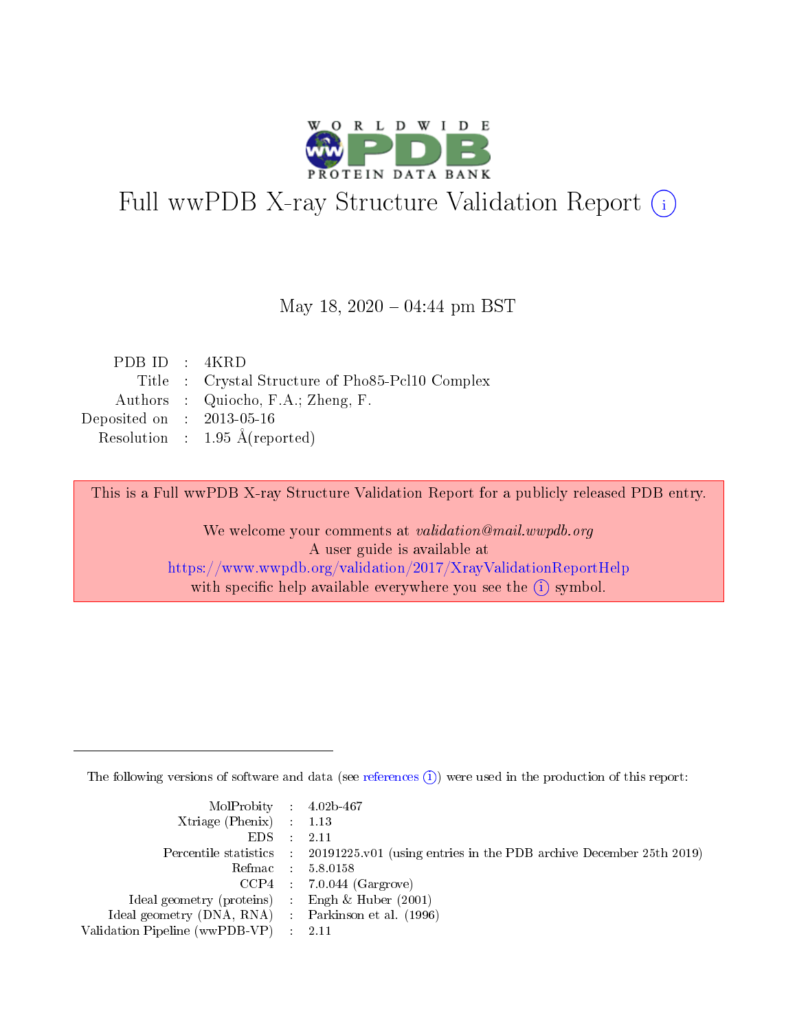# Full wwPDB X-ray Structure Validation Report (i)

May 18, 2020 – 04:44 pm BST

| | | |
|---|---|---|
| PDB ID | : | 4KRD |
| Title | : | Crystal Structure of Pho85-Pcl10 Complex |
| Authors | : | Quiocho, F.A.; Zheng, F. |
| Deposited on | : | 2013-05-16 |
| Resolution | : | 1.95 Å(reported) |

This is a Full wwPDB X-ray Structure Validation Report for a publicly released PDB entry.

We welcome your comments at *validation@mail.wwpdb.org*
A user guide is available at
https://www.wwpdb.org/validation/2017/XrayValidationReportHelp
with specific help available everywhere you see the (i) symbol.

---

The following versions of software and data (see references (i)) were used in the production of this report:

| | | |
|---|---|---|
| MolProbity | : | 4.02b-467 |
| Xtriage (Phenix) | : | 1.13 |
| EDS | : | 2.11 |
| Percentile statistics | : | 20191225.v01 (using entries in the PDB archive December 25th 2019) |
| Refmac | : | 5.8.0158 |
| CCP4 | : | 7.0.044 (Gargrove) |
| Ideal geometry (proteins) | : | Engh & Huber (2001) |
| Ideal geometry (DNA, RNA) | : | Parkinson et al. (1996) |
| Validation Pipeline (wwPDB-VP) | : | 2.11 |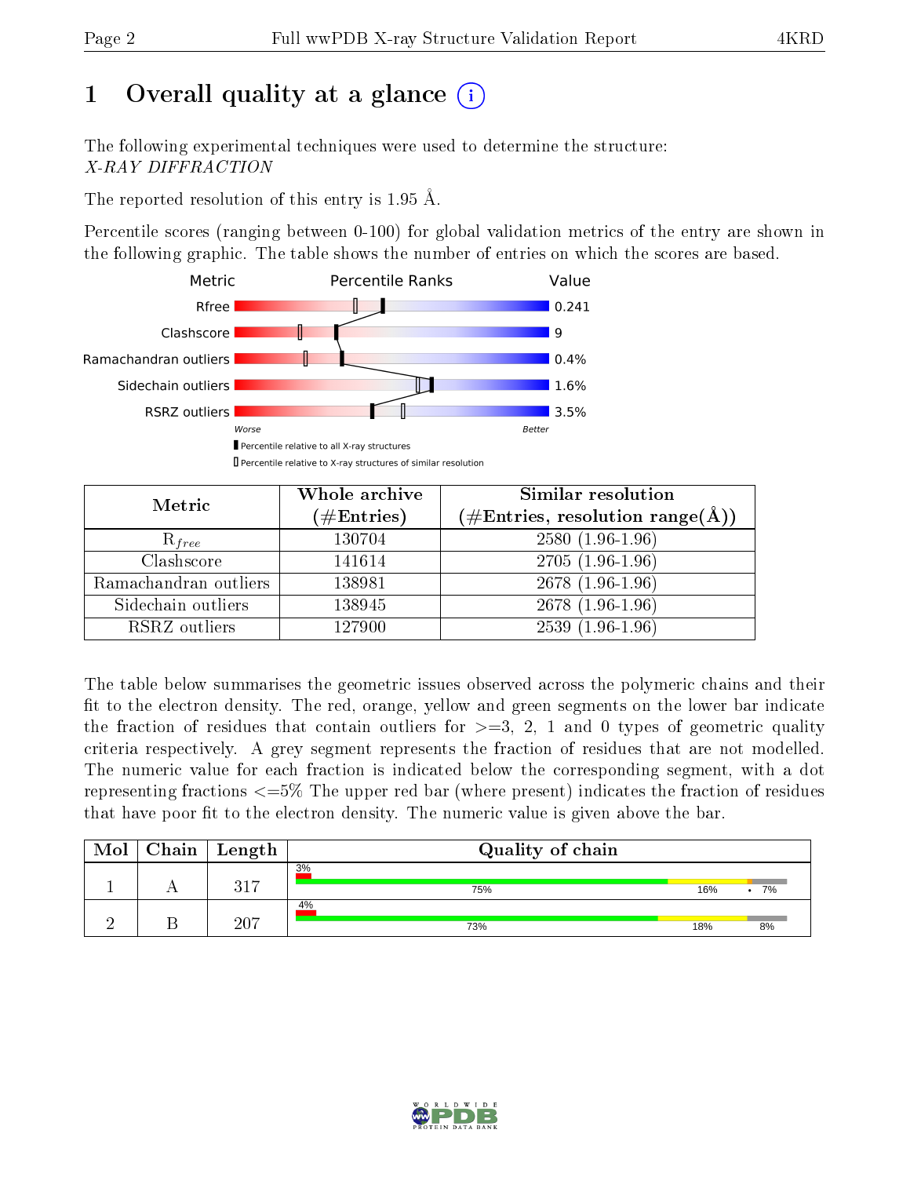# 1 Overall quality at a glance (i)

The following experimental techniques were used to determine the structure:
*X-RAY DIFFRACTION*

The reported resolution of this entry is 1.95 Å.

Percentile scores (ranging between 0-100) for global validation metrics of the entry are shown in the following graphic. The table shows the number of entries on which the scores are based.

| Metric | Value |
|---|---|
| Rfree | 0.241 |
| Clashscore | 9 |
| Ramachandran outliers | 0.4% |
| Sidechain outliers | 1.6% |
| RSRZ outliers | 3.5% |

Worse — Better

▮ Percentile relative to all X-ray structures

▯ Percentile relative to X-ray structures of similar resolution

| Metric | Whole archive (#Entries) | Similar resolution (#Entries, resolution range(Å)) |
|---|---|---|
| $R_{free}$ | 130704 | 2580 (1.96-1.96) |
| Clashscore | 141614 | 2705 (1.96-1.96) |
| Ramachandran outliers | 138981 | 2678 (1.96-1.96) |
| Sidechain outliers | 138945 | 2678 (1.96-1.96) |
| RSRZ outliers | 127900 | 2539 (1.96-1.96) |

The table below summarises the geometric issues observed across the polymeric chains and their fit to the electron density. The red, orange, yellow and green segments on the lower bar indicate the fraction of residues that contain outliers for >=3, 2, 1 and 0 types of geometric quality criteria respectively. A grey segment represents the fraction of residues that are not modelled. The numeric value for each fraction is indicated below the corresponding segment, with a dot representing fractions <=5% The upper red bar (where present) indicates the fraction of residues that have poor fit to the electron density. The numeric value is given above the bar.

| Mol | Chain | Length | Quality of chain |
|---|---|---|---|
| 1 | A | 317 | 3% / 75% 16% • 7% |
| 2 | B | 207 | 4% / 73% 18% 8% |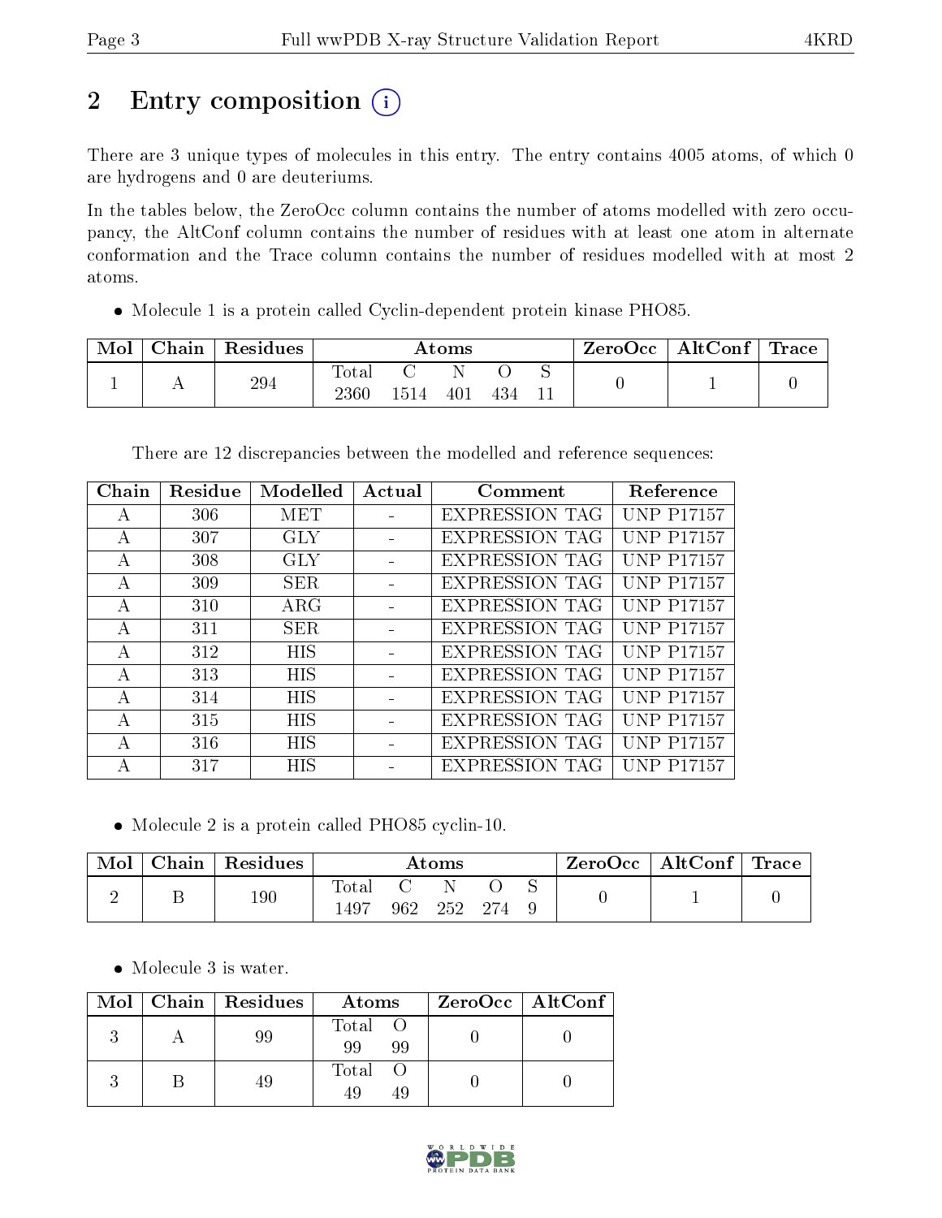# 2 Entry composition

There are 3 unique types of molecules in this entry. The entry contains 4005 atoms, of which 0 are hydrogens and 0 are deuteriums.

In the tables below, the ZeroOcc column contains the number of atoms modelled with zero occupancy, the AltConf column contains the number of residues with at least one atom in alternate conformation and the Trace column contains the number of residues modelled with at most 2 atoms.

- Molecule 1 is a protein called Cyclin-dependent protein kinase PHO85.

| Mol | Chain | Residues | Atoms | | | | | ZeroOcc | AltConf | Trace |
|---|---|---|---|---|---|---|---|---|---|---|
| 1 | A | 294 | Total<br>2360 | C<br>1514 | N<br>401 | O<br>434 | S<br>11 | 0 | 1 | 0 |

There are 12 discrepancies between the modelled and reference sequences:

| Chain | Residue | Modelled | Actual | Comment | Reference |
|---|---|---|---|---|---|
| A | 306 | MET | - | EXPRESSION TAG | UNP P17157 |
| A | 307 | GLY | - | EXPRESSION TAG | UNP P17157 |
| A | 308 | GLY | - | EXPRESSION TAG | UNP P17157 |
| A | 309 | SER | - | EXPRESSION TAG | UNP P17157 |
| A | 310 | ARG | - | EXPRESSION TAG | UNP P17157 |
| A | 311 | SER | - | EXPRESSION TAG | UNP P17157 |
| A | 312 | HIS | - | EXPRESSION TAG | UNP P17157 |
| A | 313 | HIS | - | EXPRESSION TAG | UNP P17157 |
| A | 314 | HIS | - | EXPRESSION TAG | UNP P17157 |
| A | 315 | HIS | - | EXPRESSION TAG | UNP P17157 |
| A | 316 | HIS | - | EXPRESSION TAG | UNP P17157 |
| A | 317 | HIS | - | EXPRESSION TAG | UNP P17157 |

- Molecule 2 is a protein called PHO85 cyclin-10.

| Mol | Chain | Residues | Atoms | | | | | ZeroOcc | AltConf | Trace |
|---|---|---|---|---|---|---|---|---|---|---|
| 2 | B | 190 | Total<br>1497 | C<br>962 | N<br>252 | O<br>274 | S<br>9 | 0 | 1 | 0 |

- Molecule 3 is water.

| Mol | Chain | Residues | Atoms | | ZeroOcc | AltConf |
|---|---|---|---|---|---|---|
| 3 | A | 99 | Total<br>99 | O<br>99 | 0 | 0 |
| 3 | B | 49 | Total<br>49 | O<br>49 | 0 | 0 |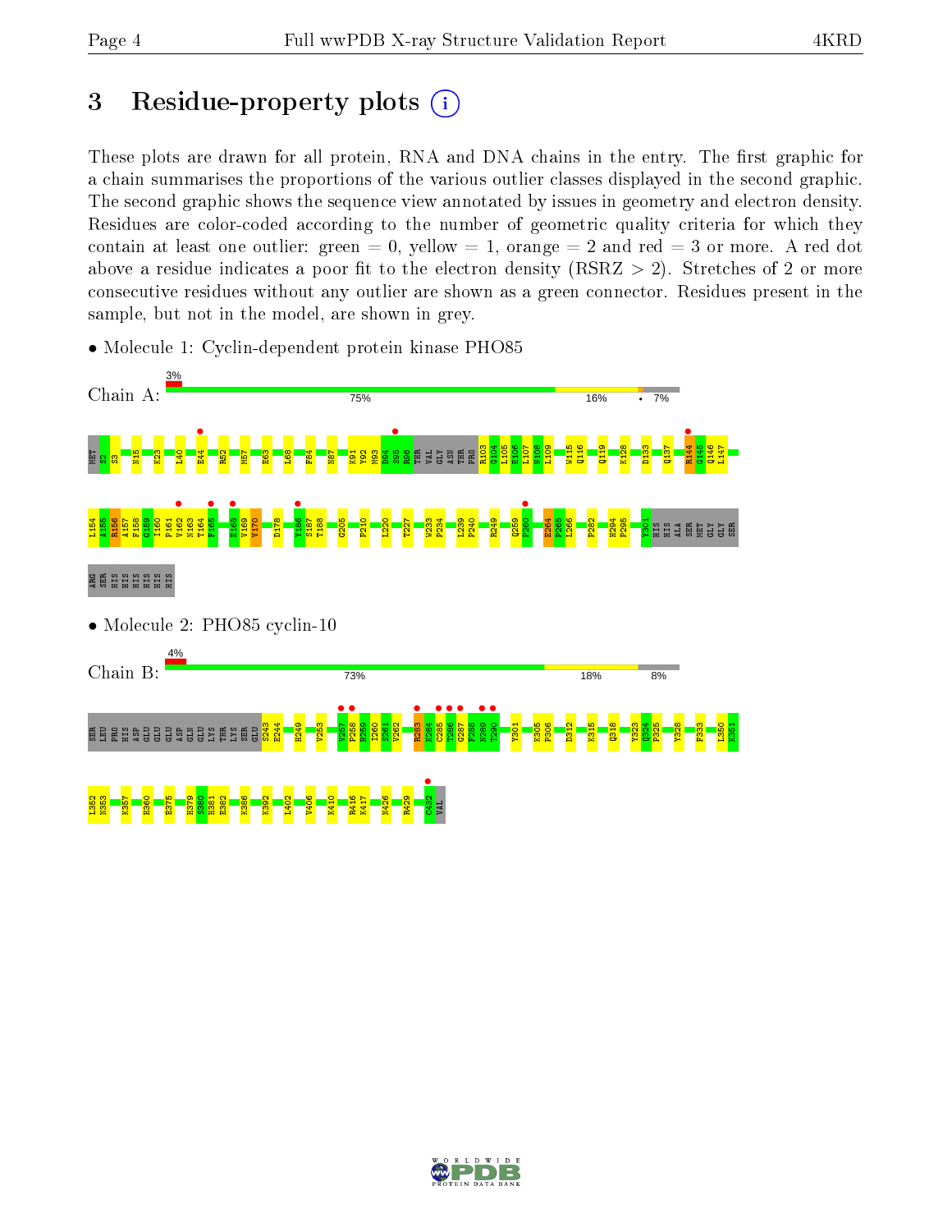## 3 Residue-property plots

These plots are drawn for all protein, RNA and DNA chains in the entry. The first graphic for a chain summarises the proportions of the various outlier classes displayed in the second graphic. The second graphic shows the sequence view annotated by issues in geometry and electron density. Residues are color-coded according to the number of geometric quality criteria for which they contain at least one outlier: green = 0, yellow = 1, orange = 2 and red = 3 or more. A red dot above a residue indicates a poor fit to the electron density (RSRZ > 2). Stretches of 2 or more consecutive residues without any outlier are shown as a green connector. Residues present in the sample, but not in the model, are shown in grey.

- Molecule 1: Cyclin-dependent protein kinase PHO85

Chain A: 3% | 75% | 16% | • | 7%

MET S2 S3 N15 K23 L40 E44 R52 M57 E63 L68 F84 N87 K91 Y92 M93 D94 S95 R96 THR VAL GLY ASN THR PRO R103 G104 L105 E106 L107 N108 L109 W115 Q116 Q119 K128 D133 Q137 R144 G145 Q146 L147 L154 A155 R156 A157 F158 G159 I160 P161 V162 N163 T164 F165 E168 V169 V170 D178 Y186 S187 T188 G205 P210 L220 T227 W233 P234 L239 P240 R249 Q259 P260 E264 P265 L266 P282 H294 P295 Y301 HIS HIS ALA SER MET GLY GLY SER ARG SER HIS HIS HIS HIS HIS HIS

- Molecule 2: PHO85 cyclin-10

Chain B: 4% | 73% | 18% | 8%

SER LEU PRO HIS ASP GLU GLU GLU ASP GLN GLU LYS THR LYS SER GLU S243 E244 H249 V253 V257 P258 H259 I260 S261 V262 R283 K284 C285 T286 G287 F288 N289 T290 Y301 K305 P306 D312 K315 Q318 Y323 Q324 F325 Y328 F333 L350 K351 L352 N353 K357 H360 E375 H379 S380 H381 E382 K386 K392 L402 V406 K410 R416 K417 N426 R429 C432 VAL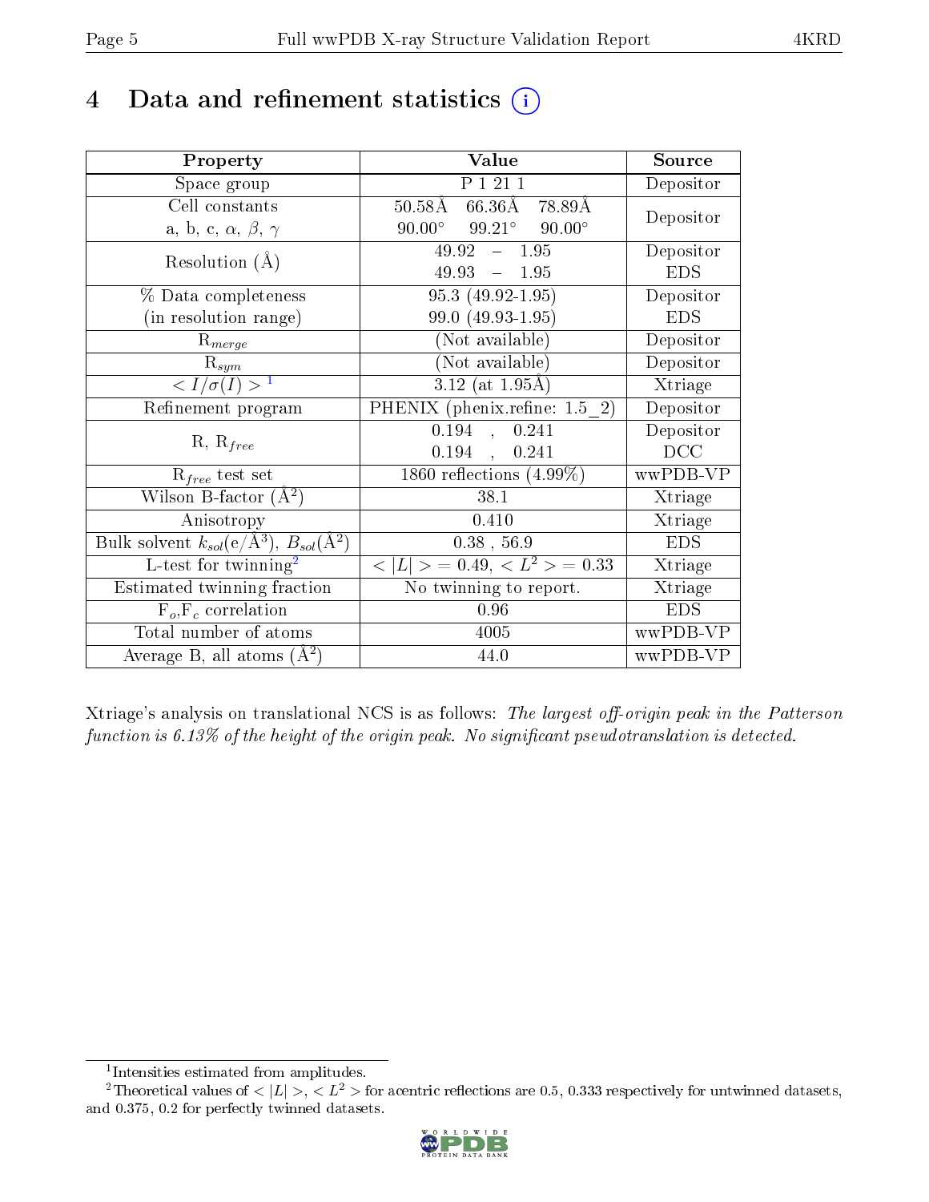# 4 Data and refinement statistics (i)

| Property | Value | Source |
|---|---|---|
| Space group | P 1 21 1 | Depositor |
| Cell constants<br>a, b, c, $\alpha$, $\beta$, $\gamma$ | 50.58Å 66.36Å 78.89Å<br>90.00° 99.21° 90.00° | Depositor |
| Resolution (Å) | 49.92 – 1.95<br>49.93 – 1.95 | Depositor<br>EDS |
| % Data completeness<br>(in resolution range) | 95.3 (49.92-1.95)<br>99.0 (49.93-1.95) | Depositor<br>EDS |
| $R_{merge}$ | (Not available) | Depositor |
| $R_{sym}$ | (Not available) | Depositor |
| $< I/\sigma(I) >$ [1] | 3.12 (at 1.95Å) | Xtriage |
| Refinement program | PHENIX (phenix.refine: 1.5_2) | Depositor |
| R, $R_{free}$ | 0.194 , 0.241<br>0.194 , 0.241 | Depositor<br>DCC |
| $R_{free}$ test set | 1860 reflections (4.99%) | wwPDB-VP |
| Wilson B-factor (Å$^2$) | 38.1 | Xtriage |
| Anisotropy | 0.410 | Xtriage |
| Bulk solvent $k_{sol}$(e/Å$^3$), $B_{sol}$(Å$^2$) | 0.38 , 56.9 | EDS |
| L-test for twinning[2] | $< \|L\| >$ = 0.49, $< L^2 >$ = 0.33 | Xtriage |
| Estimated twinning fraction | No twinning to report. | Xtriage |
| $F_o$,$F_c$ correlation | 0.96 | EDS |
| Total number of atoms | 4005 | wwPDB-VP |
| Average B, all atoms (Å$^2$) | 44.0 | wwPDB-VP |

Xtriage's analysis on translational NCS is as follows: *The largest off-origin peak in the Patterson function is 6.13% of the height of the origin peak. No significant pseudotranslation is detected.*

[1] Intensities estimated from amplitudes.

[2] Theoretical values of $< |L| >$, $< L^2 >$ for acentric reflections are 0.5, 0.333 respectively for untwinned datasets, and 0.375, 0.2 for perfectly twinned datasets.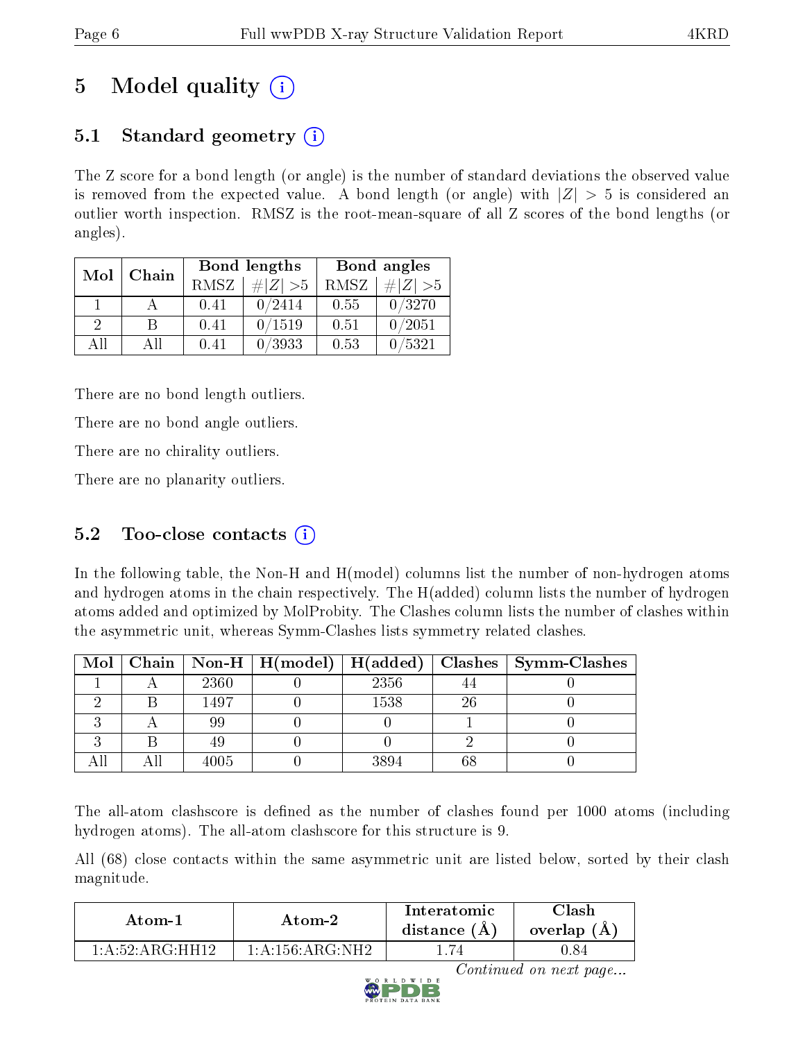# 5 Model quality (i)

## 5.1 Standard geometry (i)

The Z score for a bond length (or angle) is the number of standard deviations the observed value is removed from the expected value. A bond length (or angle) with $|Z| > 5$ is considered an outlier worth inspection. RMSZ is the root-mean-square of all Z scores of the bond lengths (or angles).

| Mol | Chain | Bond lengths | | Bond angles | |
|---|---|---|---|---|---|
| | | RMSZ | #\|Z\| >5 | RMSZ | #\|Z\| >5 |
| 1 | A | 0.41 | 0/2414 | 0.55 | 0/3270 |
| 2 | B | 0.41 | 0/1519 | 0.51 | 0/2051 |
| All | All | 0.41 | 0/3933 | 0.53 | 0/5321 |

There are no bond length outliers.

There are no bond angle outliers.

There are no chirality outliers.

There are no planarity outliers.

## 5.2 Too-close contacts (i)

In the following table, the Non-H and H(model) columns list the number of non-hydrogen atoms and hydrogen atoms in the chain respectively. The H(added) column lists the number of hydrogen atoms added and optimized by MolProbity. The Clashes column lists the number of clashes within the asymmetric unit, whereas Symm-Clashes lists symmetry related clashes.

| Mol | Chain | Non-H | H(model) | H(added) | Clashes | Symm-Clashes |
|---|---|---|---|---|---|---|
| 1 | A | 2360 | 0 | 2356 | 44 | 0 |
| 2 | B | 1497 | 0 | 1538 | 26 | 0 |
| 3 | A | 99 | 0 | 0 | 1 | 0 |
| 3 | B | 49 | 0 | 0 | 2 | 0 |
| All | All | 4005 | 0 | 3894 | 68 | 0 |

The all-atom clashscore is defined as the number of clashes found per 1000 atoms (including hydrogen atoms). The all-atom clashscore for this structure is 9.

All (68) close contacts within the same asymmetric unit are listed below, sorted by their clash magnitude.

| Atom-1 | Atom-2 | Interatomic distance (Å) | Clash overlap (Å) |
|---|---|---|---|
| 1:A:52:ARG:HH12 | 1:A:156:ARG:NH2 | 1.74 | 0.84 |

*Continued on next page...*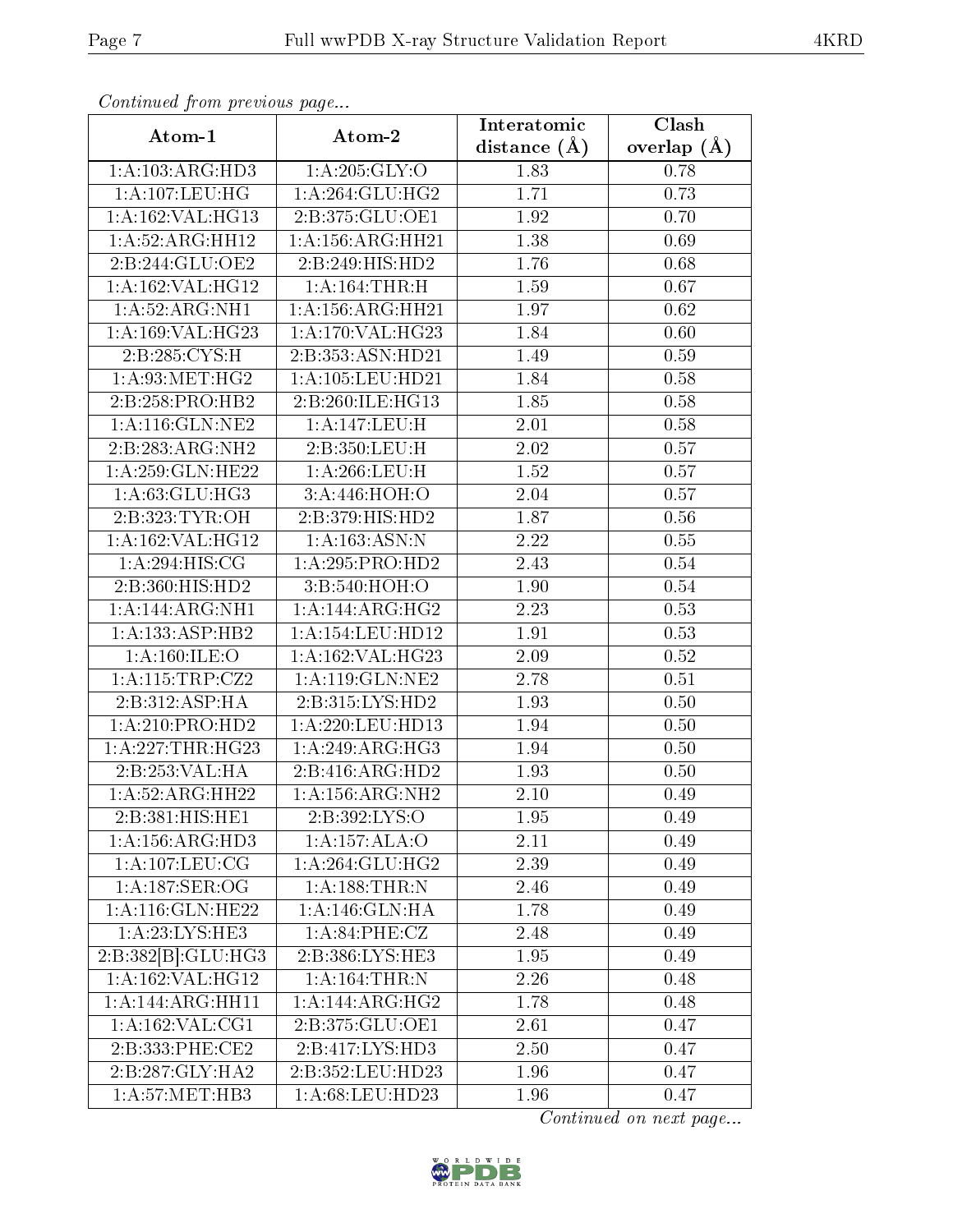*Continued from previous page...*

| Atom-1 | Atom-2 | Interatomic distance (Å) | Clash overlap (Å) |
|---|---|---|---|
| 1:A:103:ARG:HD3 | 1:A:205:GLY:O | 1.83 | 0.78 |
| 1:A:107:LEU:HG | 1:A:264:GLU:HG2 | 1.71 | 0.73 |
| 1:A:162:VAL:HG13 | 2:B:375:GLU:OE1 | 1.92 | 0.70 |
| 1:A:52:ARG:HH12 | 1:A:156:ARG:HH21 | 1.38 | 0.69 |
| 2:B:244:GLU:OE2 | 2:B:249:HIS:HD2 | 1.76 | 0.68 |
| 1:A:162:VAL:HG12 | 1:A:164:THR:H | 1.59 | 0.67 |
| 1:A:52:ARG:NH1 | 1:A:156:ARG:HH21 | 1.97 | 0.62 |
| 1:A:169:VAL:HG23 | 1:A:170:VAL:HG23 | 1.84 | 0.60 |
| 2:B:285:CYS:H | 2:B:353:ASN:HD21 | 1.49 | 0.59 |
| 1:A:93:MET:HG2 | 1:A:105:LEU:HD21 | 1.84 | 0.58 |
| 2:B:258:PRO:HB2 | 2:B:260:ILE:HG13 | 1.85 | 0.58 |
| 1:A:116:GLN:NE2 | 1:A:147:LEU:H | 2.01 | 0.58 |
| 2:B:283:ARG:NH2 | 2:B:350:LEU:H | 2.02 | 0.57 |
| 1:A:259:GLN:HE22 | 1:A:266:LEU:H | 1.52 | 0.57 |
| 1:A:63:GLU:HG3 | 3:A:446:HOH:O | 2.04 | 0.57 |
| 2:B:323:TYR:OH | 2:B:379:HIS:HD2 | 1.87 | 0.56 |
| 1:A:162:VAL:HG12 | 1:A:163:ASN:N | 2.22 | 0.55 |
| 1:A:294:HIS:CG | 1:A:295:PRO:HD2 | 2.43 | 0.54 |
| 2:B:360:HIS:HD2 | 3:B:540:HOH:O | 1.90 | 0.54 |
| 1:A:144:ARG:NH1 | 1:A:144:ARG:HG2 | 2.23 | 0.53 |
| 1:A:133:ASP:HB2 | 1:A:154:LEU:HD12 | 1.91 | 0.53 |
| 1:A:160:ILE:O | 1:A:162:VAL:HG23 | 2.09 | 0.52 |
| 1:A:115:TRP:CZ2 | 1:A:119:GLN:NE2 | 2.78 | 0.51 |
| 2:B:312:ASP:HA | 2:B:315:LYS:HD2 | 1.93 | 0.50 |
| 1:A:210:PRO:HD2 | 1:A:220:LEU:HD13 | 1.94 | 0.50 |
| 1:A:227:THR:HG23 | 1:A:249:ARG:HG3 | 1.94 | 0.50 |
| 2:B:253:VAL:HA | 2:B:416:ARG:HD2 | 1.93 | 0.50 |
| 1:A:52:ARG:HH22 | 1:A:156:ARG:NH2 | 2.10 | 0.49 |
| 2:B:381:HIS:HE1 | 2:B:392:LYS:O | 1.95 | 0.49 |
| 1:A:156:ARG:HD3 | 1:A:157:ALA:O | 2.11 | 0.49 |
| 1:A:107:LEU:CG | 1:A:264:GLU:HG2 | 2.39 | 0.49 |
| 1:A:187:SER:OG | 1:A:188:THR:N | 2.46 | 0.49 |
| 1:A:116:GLN:HE22 | 1:A:146:GLN:HA | 1.78 | 0.49 |
| 1:A:23:LYS:HE3 | 1:A:84:PHE:CZ | 2.48 | 0.49 |
| 2:B:382[B]:GLU:HG3 | 2:B:386:LYS:HE3 | 1.95 | 0.49 |
| 1:A:162:VAL:HG12 | 1:A:164:THR:N | 2.26 | 0.48 |
| 1:A:144:ARG:HH11 | 1:A:144:ARG:HG2 | 1.78 | 0.48 |
| 1:A:162:VAL:CG1 | 2:B:375:GLU:OE1 | 2.61 | 0.47 |
| 2:B:333:PHE:CE2 | 2:B:417:LYS:HD3 | 2.50 | 0.47 |
| 2:B:287:GLY:HA2 | 2:B:352:LEU:HD23 | 1.96 | 0.47 |
| 1:A:57:MET:HB3 | 1:A:68:LEU:HD23 | 1.96 | 0.47 |

*Continued on next page...*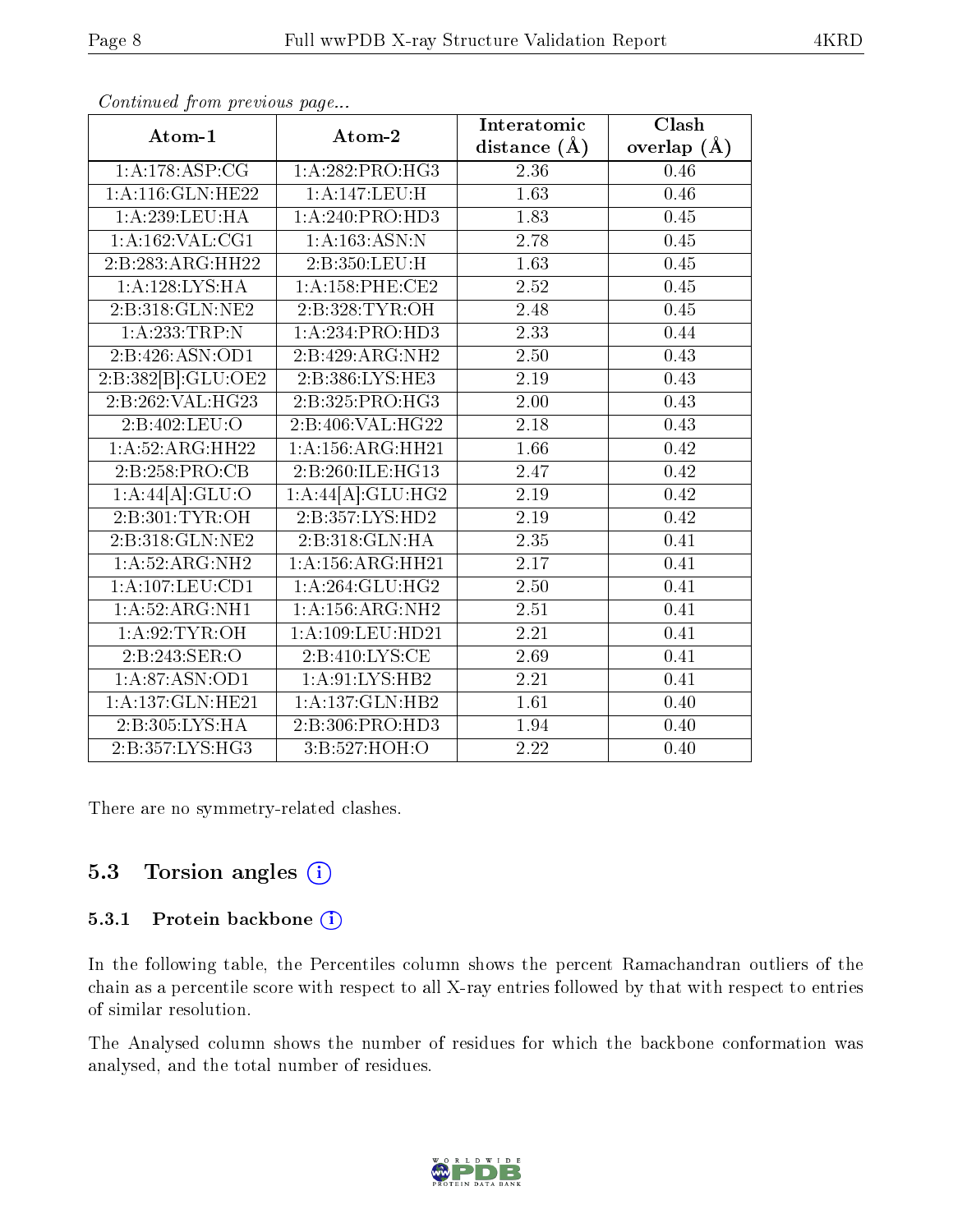*Continued from previous page...*

| Atom-1 | Atom-2 | Interatomic distance (Å) | Clash overlap (Å) |
|---|---|---|---|
| 1:A:178:ASP:CG | 1:A:282:PRO:HG3 | 2.36 | 0.46 |
| 1:A:116:GLN:HE22 | 1:A:147:LEU:H | 1.63 | 0.46 |
| 1:A:239:LEU:HA | 1:A:240:PRO:HD3 | 1.83 | 0.45 |
| 1:A:162:VAL:CG1 | 1:A:163:ASN:N | 2.78 | 0.45 |
| 2:B:283:ARG:HH22 | 2:B:350:LEU:H | 1.63 | 0.45 |
| 1:A:128:LYS:HA | 1:A:158:PHE:CE2 | 2.52 | 0.45 |
| 2:B:318:GLN:NE2 | 2:B:328:TYR:OH | 2.48 | 0.45 |
| 1:A:233:TRP:N | 1:A:234:PRO:HD3 | 2.33 | 0.44 |
| 2:B:426:ASN:OD1 | 2:B:429:ARG:NH2 | 2.50 | 0.43 |
| 2:B:382[B]:GLU:OE2 | 2:B:386:LYS:HE3 | 2.19 | 0.43 |
| 2:B:262:VAL:HG23 | 2:B:325:PRO:HG3 | 2.00 | 0.43 |
| 2:B:402:LEU:O | 2:B:406:VAL:HG22 | 2.18 | 0.43 |
| 1:A:52:ARG:HH22 | 1:A:156:ARG:HH21 | 1.66 | 0.42 |
| 2:B:258:PRO:CB | 2:B:260:ILE:HG13 | 2.47 | 0.42 |
| 1:A:44[A]:GLU:O | 1:A:44[A]:GLU:HG2 | 2.19 | 0.42 |
| 2:B:301:TYR:OH | 2:B:357:LYS:HD2 | 2.19 | 0.42 |
| 2:B:318:GLN:NE2 | 2:B:318:GLN:HA | 2.35 | 0.41 |
| 1:A:52:ARG:NH2 | 1:A:156:ARG:HH21 | 2.17 | 0.41 |
| 1:A:107:LEU:CD1 | 1:A:264:GLU:HG2 | 2.50 | 0.41 |
| 1:A:52:ARG:NH1 | 1:A:156:ARG:NH2 | 2.51 | 0.41 |
| 1:A:92:TYR:OH | 1:A:109:LEU:HD21 | 2.21 | 0.41 |
| 2:B:243:SER:O | 2:B:410:LYS:CE | 2.69 | 0.41 |
| 1:A:87:ASN:OD1 | 1:A:91:LYS:HB2 | 2.21 | 0.41 |
| 1:A:137:GLN:HE21 | 1:A:137:GLN:HB2 | 1.61 | 0.40 |
| 2:B:305:LYS:HA | 2:B:306:PRO:HD3 | 1.94 | 0.40 |
| 2:B:357:LYS:HG3 | 3:B:527:HOH:O | 2.22 | 0.40 |

There are no symmetry-related clashes.

### 5.3 Torsion angles

#### 5.3.1 Protein backbone

In the following table, the Percentiles column shows the percent Ramachandran outliers of the chain as a percentile score with respect to all X-ray entries followed by that with respect to entries of similar resolution.

The Analysed column shows the number of residues for which the backbone conformation was analysed, and the total number of residues.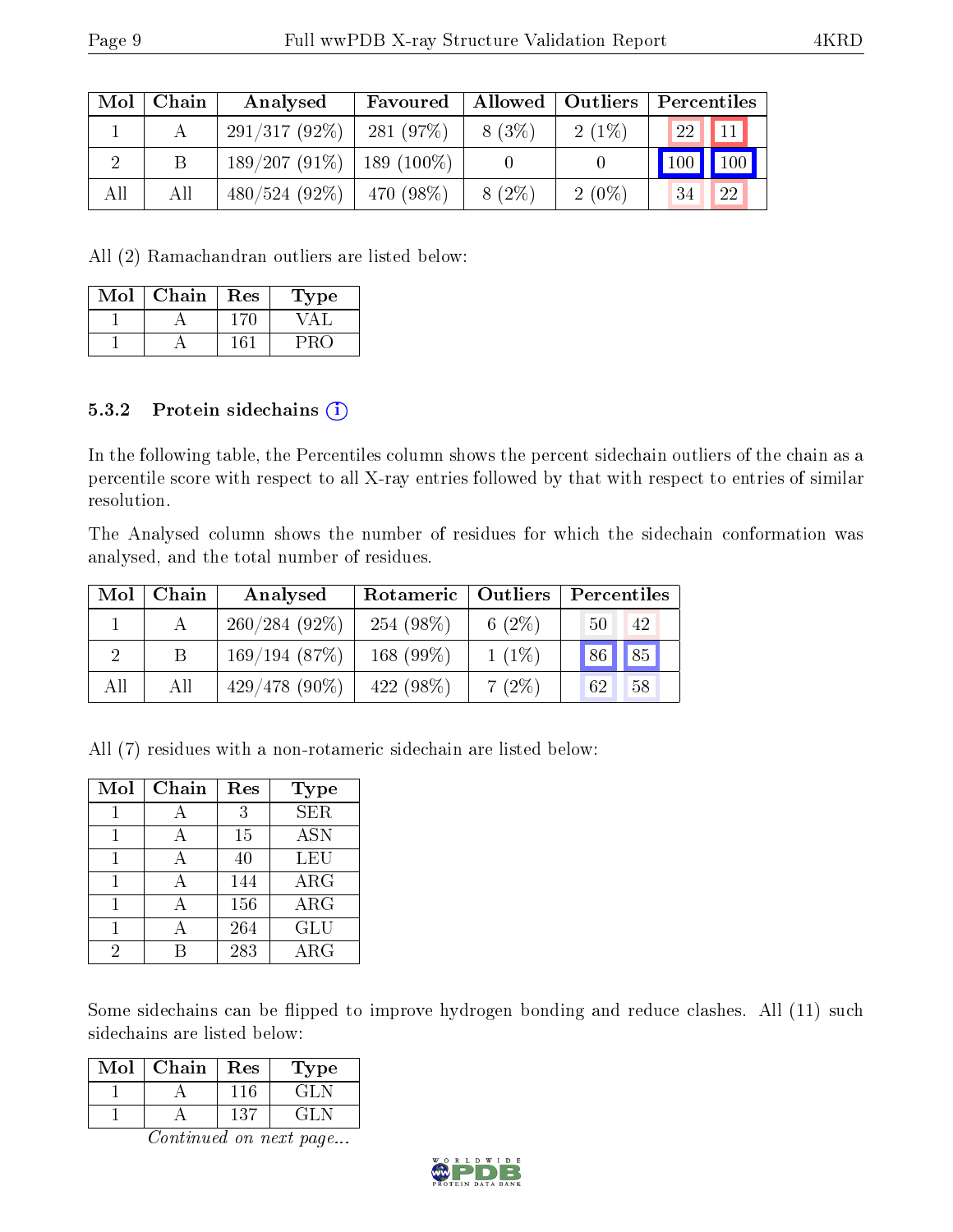| Mol | Chain | Analysed | Favoured | Allowed | Outliers | Percentiles | |
|---|---|---|---|---|---|---|---|
| 1 | A | 291/317 (92%) | 281 (97%) | 8 (3%) | 2 (1%) | 22 | 11 |
| 2 | B | 189/207 (91%) | 189 (100%) | 0 | 0 | 100 | 100 |
| All | All | 480/524 (92%) | 470 (98%) | 8 (2%) | 2 (0%) | 34 | 22 |

All (2) Ramachandran outliers are listed below:

| Mol | Chain | Res | Type |
|---|---|---|---|
| 1 | A | 170 | VAL |
| 1 | A | 161 | PRO |

#### 5.3.2 Protein sidechains

In the following table, the Percentiles column shows the percent sidechain outliers of the chain as a percentile score with respect to all X-ray entries followed by that with respect to entries of similar resolution.

The Analysed column shows the number of residues for which the sidechain conformation was analysed, and the total number of residues.

| Mol | Chain | Analysed | Rotameric | Outliers | Percentiles | |
|---|---|---|---|---|---|---|
| 1 | A | 260/284 (92%) | 254 (98%) | 6 (2%) | 50 | 42 |
| 2 | B | 169/194 (87%) | 168 (99%) | 1 (1%) | 86 | 85 |
| All | All | 429/478 (90%) | 422 (98%) | 7 (2%) | 62 | 58 |

All (7) residues with a non-rotameric sidechain are listed below:

| Mol | Chain | Res | Type |
|---|---|---|---|
| 1 | A | 3 | SER |
| 1 | A | 15 | ASN |
| 1 | A | 40 | LEU |
| 1 | A | 144 | ARG |
| 1 | A | 156 | ARG |
| 1 | A | 264 | GLU |
| 2 | B | 283 | ARG |

Some sidechains can be flipped to improve hydrogen bonding and reduce clashes. All (11) such sidechains are listed below:

| Mol | Chain | Res | Type |
|---|---|---|---|
| 1 | A | 116 | GLN |
| 1 | A | 137 | GLN |

*Continued on next page...*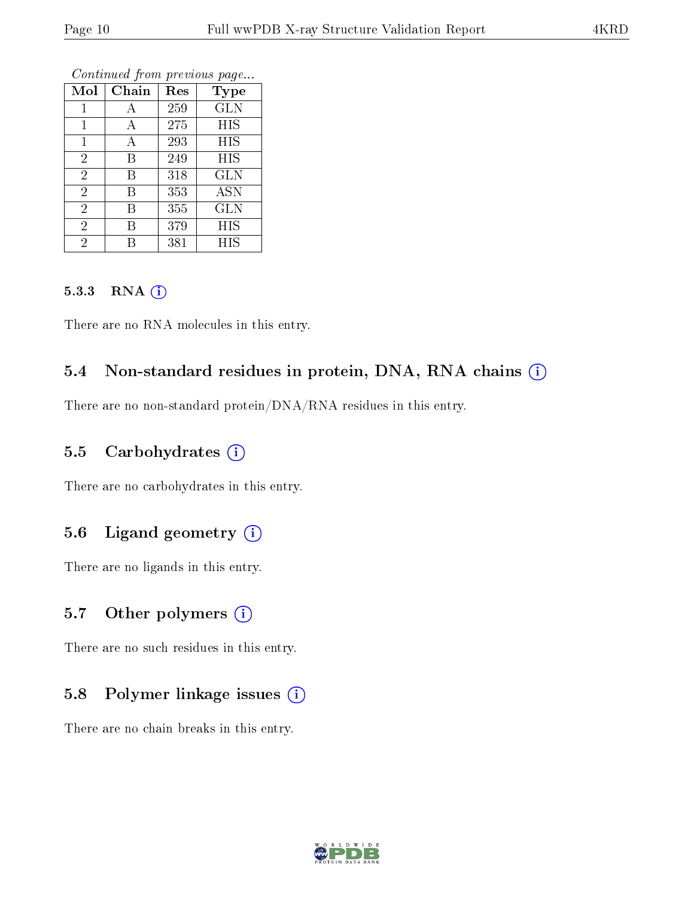*Continued from previous page...*

| Mol | Chain | Res | Type |
|---|---|---|---|
| 1 | A | 259 | GLN |
| 1 | A | 275 | HIS |
| 1 | A | 293 | HIS |
| 2 | B | 249 | HIS |
| 2 | B | 318 | GLN |
| 2 | B | 353 | ASN |
| 2 | B | 355 | GLN |
| 2 | B | 379 | HIS |
| 2 | B | 381 | HIS |

#### 5.3.3 RNA

There are no RNA molecules in this entry.

### 5.4 Non-standard residues in protein, DNA, RNA chains

There are no non-standard protein/DNA/RNA residues in this entry.

### 5.5 Carbohydrates

There are no carbohydrates in this entry.

### 5.6 Ligand geometry

There are no ligands in this entry.

### 5.7 Other polymers

There are no such residues in this entry.

### 5.8 Polymer linkage issues

There are no chain breaks in this entry.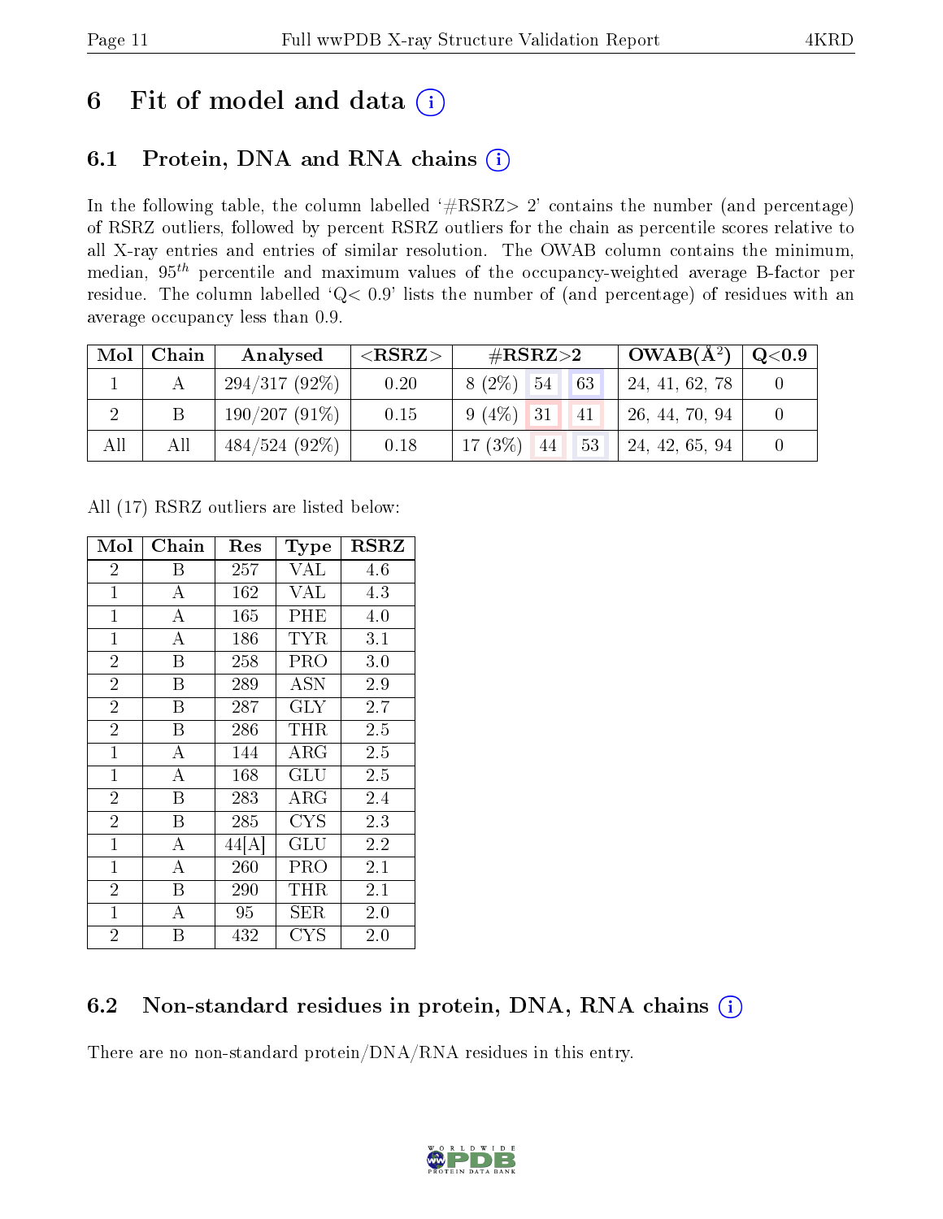# 6 Fit of model and data

## 6.1 Protein, DNA and RNA chains

In the following table, the column labelled '#RSRZ> 2' contains the number (and percentage) of RSRZ outliers, followed by percent RSRZ outliers for the chain as percentile scores relative to all X-ray entries and entries of similar resolution. The OWAB column contains the minimum, median, $95^{th}$ percentile and maximum values of the occupancy-weighted average B-factor per residue. The column labelled 'Q< 0.9' lists the number of (and percentage) of residues with an average occupancy less than 0.9.

| Mol | Chain | Analysed | <RSRZ> | #RSRZ>2 | | | OWAB(Å$^2$) | Q<0.9 |
|---|---|---|---|---|---|---|---|---|
| 1 | A | 294/317 (92%) | 0.20 | 8 (2%) | 54 | 63 | 24, 41, 62, 78 | 0 |
| 2 | B | 190/207 (91%) | 0.15 | 9 (4%) | 31 | 41 | 26, 44, 70, 94 | 0 |
| All | All | 484/524 (92%) | 0.18 | 17 (3%) | 44 | 53 | 24, 42, 65, 94 | 0 |

All (17) RSRZ outliers are listed below:

| Mol | Chain | Res | Type | RSRZ |
|---|---|---|---|---|
| 2 | B | 257 | VAL | 4.6 |
| 1 | A | 162 | VAL | 4.3 |
| 1 | A | 165 | PHE | 4.0 |
| 1 | A | 186 | TYR | 3.1 |
| 2 | B | 258 | PRO | 3.0 |
| 2 | B | 289 | ASN | 2.9 |
| 2 | B | 287 | GLY | 2.7 |
| 2 | B | 286 | THR | 2.5 |
| 1 | A | 144 | ARG | 2.5 |
| 1 | A | 168 | GLU | 2.5 |
| 2 | B | 283 | ARG | 2.4 |
| 2 | B | 285 | CYS | 2.3 |
| 1 | A | 44[A] | GLU | 2.2 |
| 1 | A | 260 | PRO | 2.1 |
| 2 | B | 290 | THR | 2.1 |
| 1 | A | 95 | SER | 2.0 |
| 2 | B | 432 | CYS | 2.0 |

## 6.2 Non-standard residues in protein, DNA, RNA chains

There are no non-standard protein/DNA/RNA residues in this entry.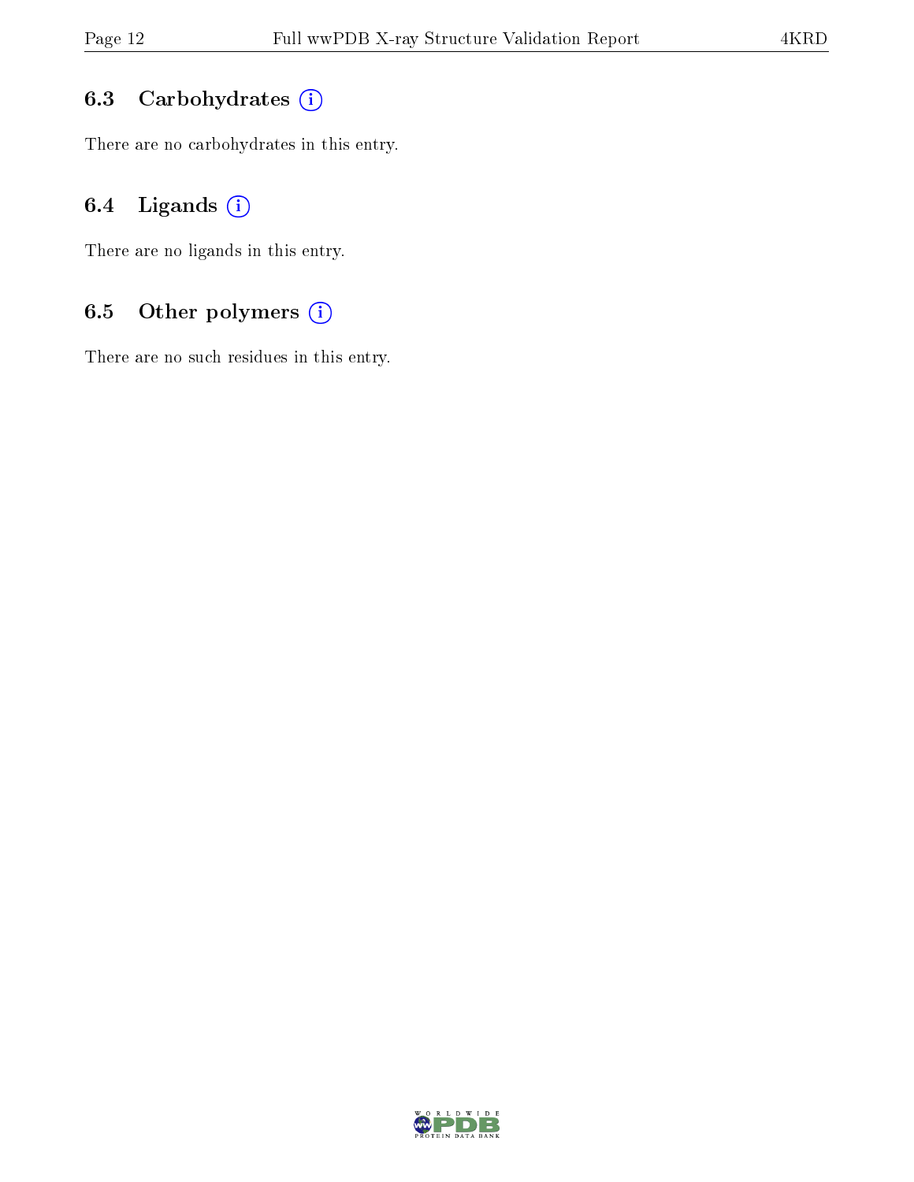### 6.3 Carbohydrates

There are no carbohydrates in this entry.

### 6.4 Ligands

There are no ligands in this entry.

### 6.5 Other polymers

There are no such residues in this entry.